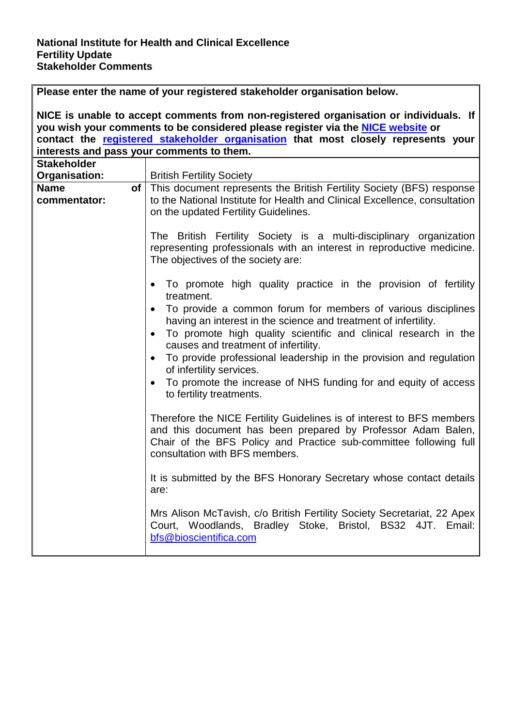**National Institute for Health and Clinical Excellence**
**Fertility Update**
**Stakeholder Comments**

| **Please enter the name of your registered stakeholder organisation below.**<br><br>**NICE is unable to accept comments from non-registered organisation or individuals. If you wish your comments to be considered please register via the [NICE website](#) or contact the [registered stakeholder organisation](#) that most closely represents your interests and pass your comments to them.** | |
|---|---|
| **Stakeholder Organisation:** | British Fertility Society |
| **Name of commentator:** | This document represents the British Fertility Society (BFS) response to the National Institute for Health and Clinical Excellence, consultation on the updated Fertility Guidelines.<br><br>The British Fertility Society is a multi-disciplinary organization representing professionals with an interest in reproductive medicine. The objectives of the society are:<br><br>• To promote high quality practice in the provision of fertility treatment.<br>• To provide a common forum for members of various disciplines having an interest in the science and treatment of infertility.<br>• To promote high quality scientific and clinical research in the causes and treatment of infertility.<br>• To provide professional leadership in the provision and regulation of infertility services.<br>• To promote the increase of NHS funding for and equity of access to fertility treatments.<br><br>Therefore the NICE Fertility Guidelines is of interest to BFS members and this document has been prepared by Professor Adam Balen, Chair of the BFS Policy and Practice sub-committee following full consultation with BFS members.<br><br>It is submitted by the BFS Honorary Secretary whose contact details are:<br><br>Mrs Alison McTavish, c/o British Fertility Society Secretariat, 22 Apex Court, Woodlands, Bradley Stoke, Bristol, BS32 4JT. Email: bfs@bioscientifica.com |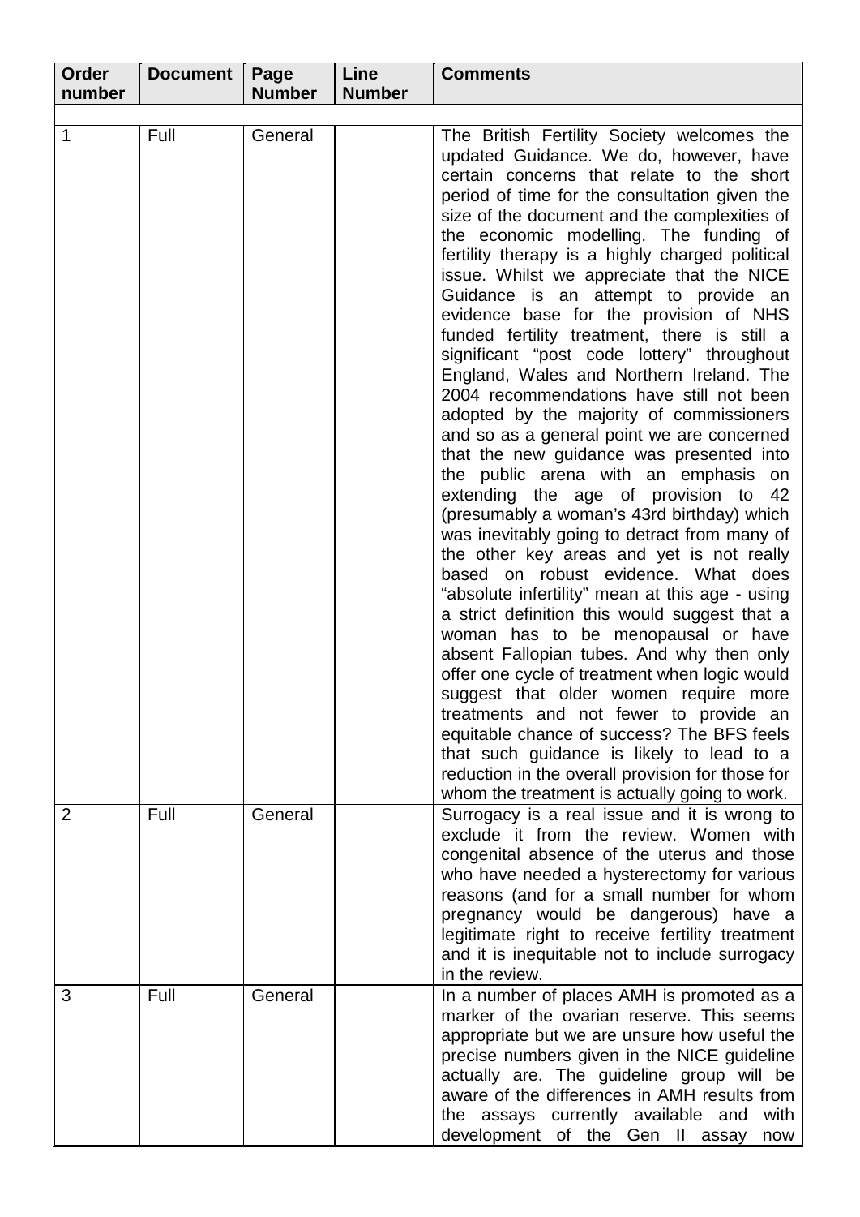| Order number | Document | Page Number | Line Number | Comments |
|---|---|---|---|---|
| 1 | Full | General | | The British Fertility Society welcomes the updated Guidance. We do, however, have certain concerns that relate to the short period of time for the consultation given the size of the document and the complexities of the economic modelling. The funding of fertility therapy is a highly charged political issue. Whilst we appreciate that the NICE Guidance is an attempt to provide an evidence base for the provision of NHS funded fertility treatment, there is still a significant "post code lottery" throughout England, Wales and Northern Ireland. The 2004 recommendations have still not been adopted by the majority of commissioners and so as a general point we are concerned that the new guidance was presented into the public arena with an emphasis on extending the age of provision to 42 (presumably a woman's 43rd birthday) which was inevitably going to detract from many of the other key areas and yet is not really based on robust evidence. What does "absolute infertility" mean at this age - using a strict definition this would suggest that a woman has to be menopausal or have absent Fallopian tubes. And why then only offer one cycle of treatment when logic would suggest that older women require more treatments and not fewer to provide an equitable chance of success? The BFS feels that such guidance is likely to lead to a reduction in the overall provision for those for whom the treatment is actually going to work. |
| 2 | Full | General | | Surrogacy is a real issue and it is wrong to exclude it from the review. Women with congenital absence of the uterus and those who have needed a hysterectomy for various reasons (and for a small number for whom pregnancy would be dangerous) have a legitimate right to receive fertility treatment and it is inequitable not to include surrogacy in the review. |
| 3 | Full | General | | In a number of places AMH is promoted as a marker of the ovarian reserve. This seems appropriate but we are unsure how useful the precise numbers given in the NICE guideline actually are. The guideline group will be aware of the differences in AMH results from the assays currently available and with development of the Gen II assay now |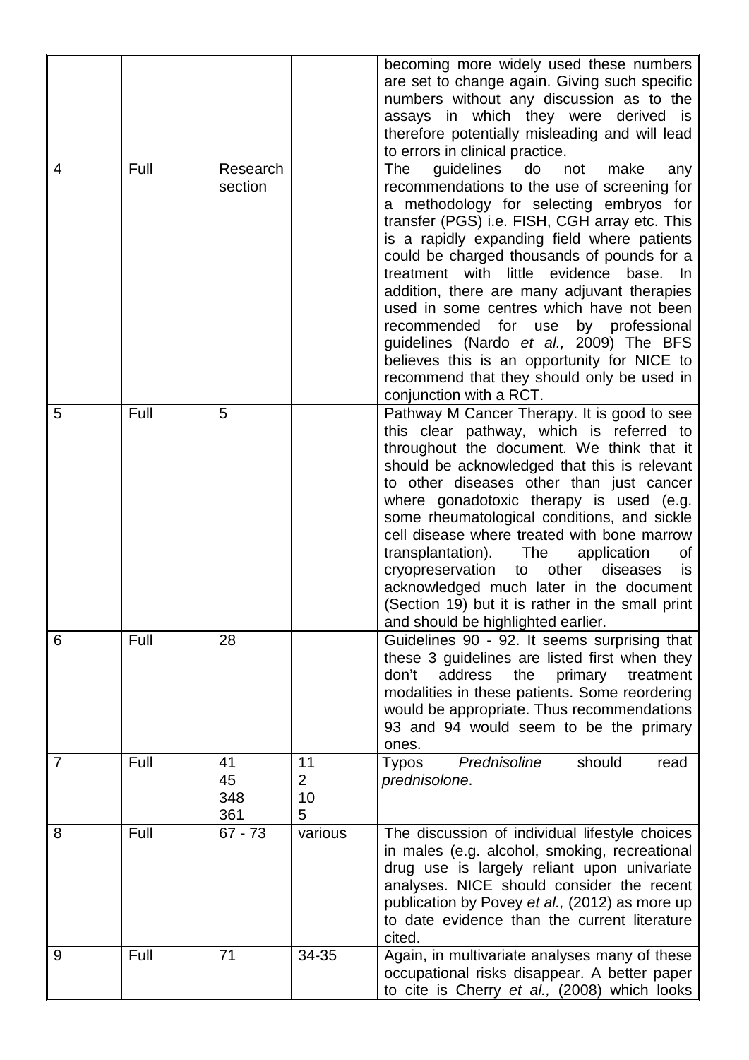| | | | | |
|---|---|---|---|---|
| | | | | becoming more widely used these numbers are set to change again. Giving such specific numbers without any discussion as to the assays in which they were derived is therefore potentially misleading and will lead to errors in clinical practice. |
| 4 | Full | Research section | | The guidelines do not make any recommendations to the use of screening for a methodology for selecting embryos for transfer (PGS) i.e. FISH, CGH array etc. This is a rapidly expanding field where patients could be charged thousands of pounds for a treatment with little evidence base. In addition, there are many adjuvant therapies used in some centres which have not been recommended for use by professional guidelines (Nardo *et al.,* 2009) The BFS believes this is an opportunity for NICE to recommend that they should only be used in conjunction with a RCT. |
| 5 | Full | 5 | | Pathway M Cancer Therapy. It is good to see this clear pathway, which is referred to throughout the document. We think that it should be acknowledged that this is relevant to other diseases other than just cancer where gonadotoxic therapy is used (e.g. some rheumatological conditions, and sickle cell disease where treated with bone marrow transplantation). The application of cryopreservation to other diseases is acknowledged much later in the document (Section 19) but it is rather in the small print and should be highlighted earlier. |
| 6 | Full | 28 | | Guidelines 90 - 92. It seems surprising that these 3 guidelines are listed first when they don't address the primary treatment modalities in these patients. Some reordering would be appropriate. Thus recommendations 93 and 94 would seem to be the primary ones. |
| 7 | Full | 41<br>45<br>348<br>361 | 11<br>2<br>10<br>5 | Typos *Prednisoline* should read *prednisolone*. |
| 8 | Full | 67 - 73 | various | The discussion of individual lifestyle choices in males (e.g. alcohol, smoking, recreational drug use is largely reliant upon univariate analyses. NICE should consider the recent publication by Povey *et al.,* (2012) as more up to date evidence than the current literature cited. |
| 9 | Full | 71 | 34-35 | Again, in multivariate analyses many of these occupational risks disappear. A better paper to cite is Cherry *et al.,* (2008) which looks |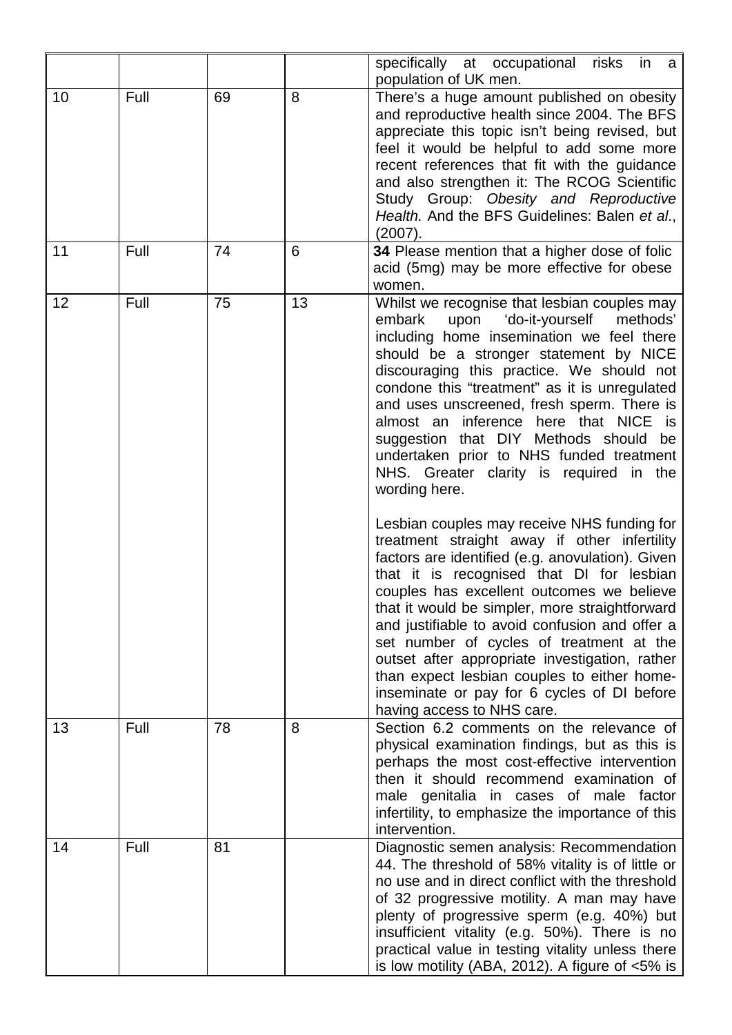| | | | | |
|---|---|---|---|---|
| | | | | specifically at occupational risks in a population of UK men. |
| 10 | Full | 69 | 8 | There's a huge amount published on obesity and reproductive health since 2004. The BFS appreciate this topic isn't being revised, but feel it would be helpful to add some more recent references that fit with the guidance and also strengthen it: The RCOG Scientific Study Group: *Obesity and Reproductive Health.* And the BFS Guidelines: Balen *et al*., (2007). |
| 11 | Full | 74 | 6 | **34** Please mention that a higher dose of folic acid (5mg) may be more effective for obese women. |
| 12 | Full | 75 | 13 | Whilst we recognise that lesbian couples may embark upon 'do-it-yourself methods' including home insemination we feel there should be a stronger statement by NICE discouraging this practice. We should not condone this "treatment" as it is unregulated and uses unscreened, fresh sperm. There is almost an inference here that NICE is suggestion that DIY Methods should be undertaken prior to NHS funded treatment NHS. Greater clarity is required in the wording here.<br><br>Lesbian couples may receive NHS funding for treatment straight away if other infertility factors are identified (e.g. anovulation). Given that it is recognised that DI for lesbian couples has excellent outcomes we believe that it would be simpler, more straightforward and justifiable to avoid confusion and offer a set number of cycles of treatment at the outset after appropriate investigation, rather than expect lesbian couples to either home-inseminate or pay for 6 cycles of DI before having access to NHS care. |
| 13 | Full | 78 | 8 | Section 6.2 comments on the relevance of physical examination findings, but as this is perhaps the most cost-effective intervention then it should recommend examination of male genitalia in cases of male factor infertility, to emphasize the importance of this intervention. |
| 14 | Full | 81 | | Diagnostic semen analysis: Recommendation 44. The threshold of 58% vitality is of little or no use and in direct conflict with the threshold of 32 progressive motility. A man may have plenty of progressive sperm (e.g. 40%) but insufficient vitality (e.g. 50%). There is no practical value in testing vitality unless there is low motility (ABA, 2012). A figure of <5% is |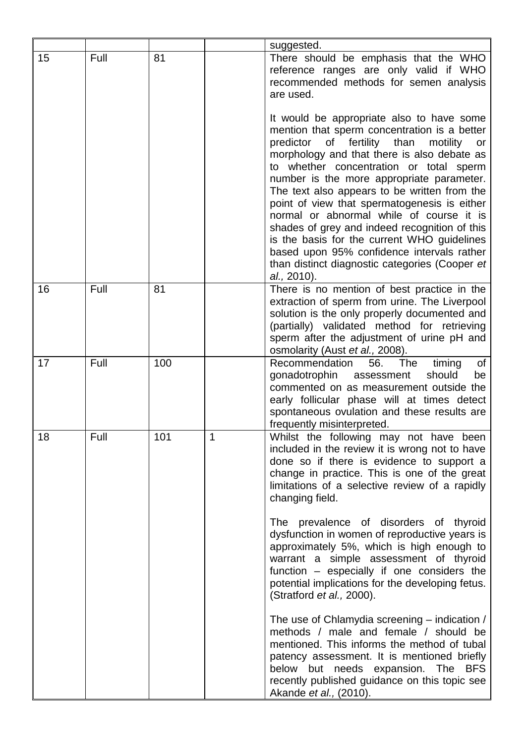| | | | | suggested. |
|---|---|---|---|---|
| 15 | Full | 81 | | There should be emphasis that the WHO reference ranges are only valid if WHO recommended methods for semen analysis are used.<br><br>It would be appropriate also to have some mention that sperm concentration is a better predictor of fertility than motility or morphology and that there is also debate as to whether concentration or total sperm number is the more appropriate parameter. The text also appears to be written from the point of view that spermatogenesis is either normal or abnormal while of course it is shades of grey and indeed recognition of this is the basis for the current WHO guidelines based upon 95% confidence intervals rather than distinct diagnostic categories (Cooper *et al.,* 2010). |
| 16 | Full | 81 | | There is no mention of best practice in the extraction of sperm from urine. The Liverpool solution is the only properly documented and (partially) validated method for retrieving sperm after the adjustment of urine pH and osmolarity (Aust *et al.,* 2008). |
| 17 | Full | 100 | | Recommendation 56. The timing of gonadotrophin assessment should be commented on as measurement outside the early follicular phase will at times detect spontaneous ovulation and these results are frequently misinterpreted. |
| 18 | Full | 101 | 1 | Whilst the following may not have been included in the review it is wrong not to have done so if there is evidence to support a change in practice. This is one of the great limitations of a selective review of a rapidly changing field.<br><br>The prevalence of disorders of thyroid dysfunction in women of reproductive years is approximately 5%, which is high enough to warrant a simple assessment of thyroid function – especially if one considers the potential implications for the developing fetus. (Stratford *et al.,* 2000).<br><br>The use of Chlamydia screening – indication / methods / male and female / should be mentioned. This informs the method of tubal patency assessment. It is mentioned briefly below but needs expansion. The BFS recently published guidance on this topic see Akande *et al.,* (2010). |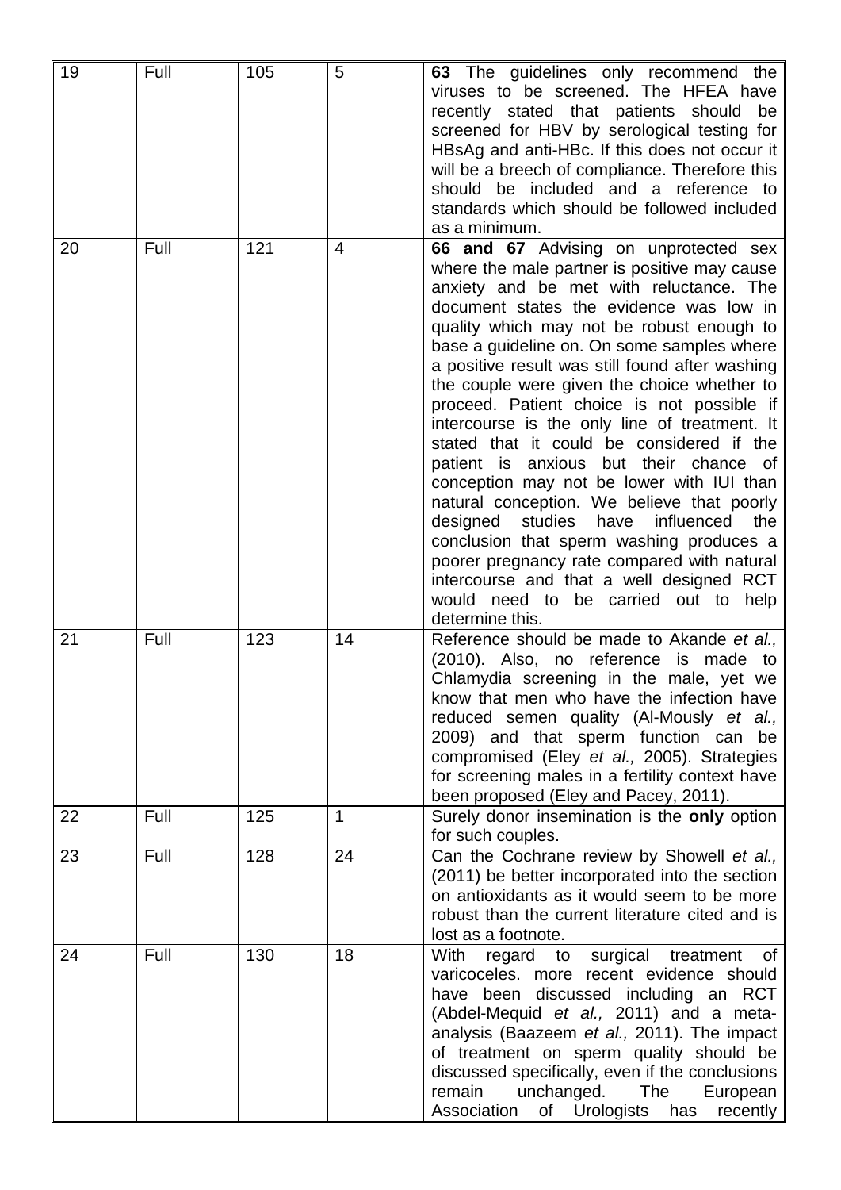| 19 | Full | 105 | 5 | **63** The guidelines only recommend the viruses to be screened. The HFEA have recently stated that patients should be screened for HBV by serological testing for HBsAg and anti-HBc. If this does not occur it will be a breech of compliance. Therefore this should be included and a reference to standards which should be followed included as a minimum. |
|---|---|---|---|---|
| 20 | Full | 121 | 4 | **66 and 67** Advising on unprotected sex where the male partner is positive may cause anxiety and be met with reluctance. The document states the evidence was low in quality which may not be robust enough to base a guideline on. On some samples where a positive result was still found after washing the couple were given the choice whether to proceed. Patient choice is not possible if intercourse is the only line of treatment. It stated that it could be considered if the patient is anxious but their chance of conception may not be lower with IUI than natural conception. We believe that poorly designed studies have influenced the conclusion that sperm washing produces a poorer pregnancy rate compared with natural intercourse and that a well designed RCT would need to be carried out to help determine this. |
| 21 | Full | 123 | 14 | Reference should be made to Akande *et al.,* (2010). Also, no reference is made to Chlamydia screening in the male, yet we know that men who have the infection have reduced semen quality (Al-Mously *et al.,* 2009) and that sperm function can be compromised (Eley *et al.,* 2005). Strategies for screening males in a fertility context have been proposed (Eley and Pacey, 2011). |
| 22 | Full | 125 | 1 | Surely donor insemination is the **only** option for such couples. |
| 23 | Full | 128 | 24 | Can the Cochrane review by Showell *et al.,* (2011) be better incorporated into the section on antioxidants as it would seem to be more robust than the current literature cited and is lost as a footnote. |
| 24 | Full | 130 | 18 | With regard to surgical treatment of varicoceles. more recent evidence should have been discussed including an RCT (Abdel-Mequid *et al.,* 2011) and a meta-analysis (Baazeem *et al.,* 2011). The impact of treatment on sperm quality should be discussed specifically, even if the conclusions remain unchanged. The European Association of Urologists has recently |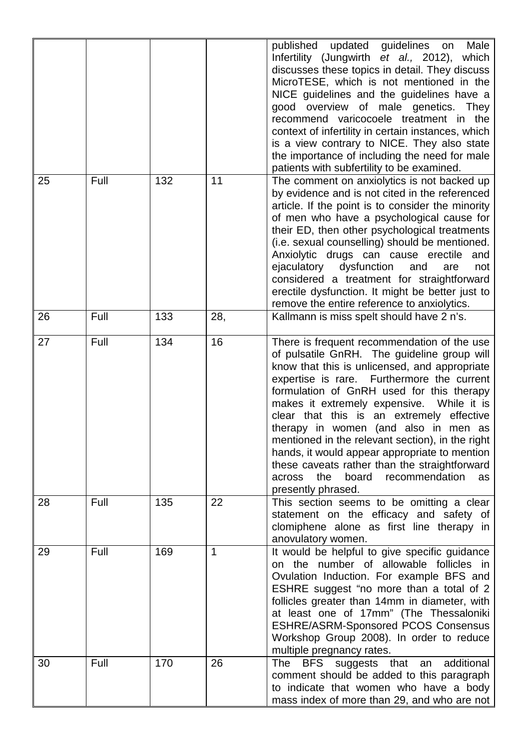| | | | | |
|---|---|---|---|---|
| | | | | published updated guidelines on Male Infertility (Jungwirth *et al.,* 2012), which discusses these topics in detail. They discuss MicroTESE, which is not mentioned in the NICE guidelines and the guidelines have a good overview of male genetics. They recommend varicocoele treatment in the context of infertility in certain instances, which is a view contrary to NICE. They also state the importance of including the need for male patients with subfertility to be examined. |
| 25 | Full | 132 | 11 | The comment on anxiolytics is not backed up by evidence and is not cited in the referenced article. If the point is to consider the minority of men who have a psychological cause for their ED, then other psychological treatments (i.e. sexual counselling) should be mentioned. Anxiolytic drugs can cause erectile and ejaculatory dysfunction and are not considered a treatment for straightforward erectile dysfunction. It might be better just to remove the entire reference to anxiolytics. |
| 26 | Full | 133 | 28, | Kallmann is miss spelt should have 2 n's. |
| 27 | Full | 134 | 16 | There is frequent recommendation of the use of pulsatile GnRH. The guideline group will know that this is unlicensed, and appropriate expertise is rare. Furthermore the current formulation of GnRH used for this therapy makes it extremely expensive. While it is clear that this is an extremely effective therapy in women (and also in men as mentioned in the relevant section), in the right hands, it would appear appropriate to mention these caveats rather than the straightforward across the board recommendation as presently phrased. |
| 28 | Full | 135 | 22 | This section seems to be omitting a clear statement on the efficacy and safety of clomiphene alone as first line therapy in anovulatory women. |
| 29 | Full | 169 | 1 | It would be helpful to give specific guidance on the number of allowable follicles in Ovulation Induction. For example BFS and ESHRE suggest "no more than a total of 2 follicles greater than 14mm in diameter, with at least one of 17mm" (The Thessaloniki ESHRE/ASRM-Sponsored PCOS Consensus Workshop Group 2008). In order to reduce multiple pregnancy rates. |
| 30 | Full | 170 | 26 | The BFS suggests that an additional comment should be added to this paragraph to indicate that women who have a body mass index of more than 29, and who are not |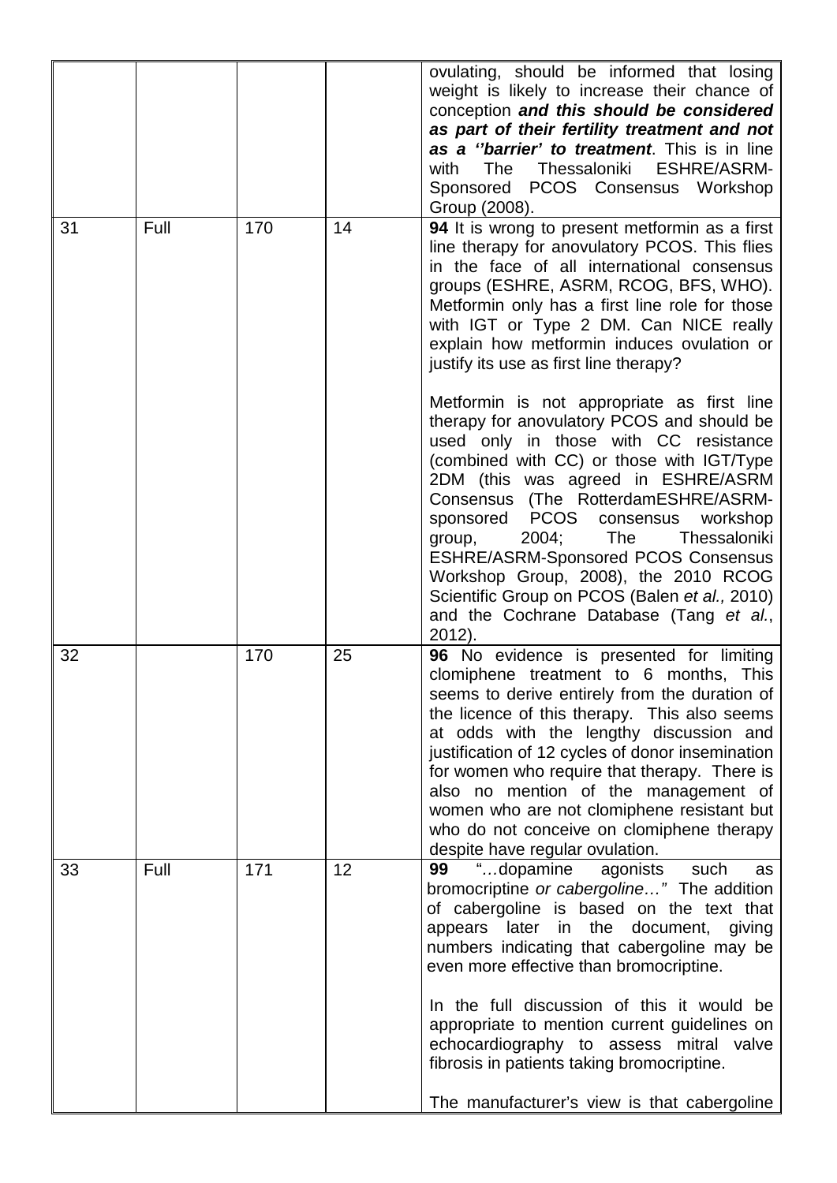| | | | | |
|---|---|---|---|---|
| | | | | ovulating, should be informed that losing weight is likely to increase their chance of conception ***and this should be considered as part of their fertility treatment and not as a ''barrier' to treatment***. This is in line with The Thessaloniki ESHRE/ASRM-Sponsored PCOS Consensus Workshop Group (2008). |
| 31 | Full | 170 | 14 | **94** It is wrong to present metformin as a first line therapy for anovulatory PCOS. This flies in the face of all international consensus groups (ESHRE, ASRM, RCOG, BFS, WHO). Metformin only has a first line role for those with IGT or Type 2 DM. Can NICE really explain how metformin induces ovulation or justify its use as first line therapy?<br><br>Metformin is not appropriate as first line therapy for anovulatory PCOS and should be used only in those with CC resistance (combined with CC) or those with IGT/Type 2DM (this was agreed in ESHRE/ASRM Consensus (The RotterdamESHRE/ASRM-sponsored PCOS consensus workshop group, 2004; The Thessaloniki ESHRE/ASRM-Sponsored PCOS Consensus Workshop Group, 2008), the 2010 RCOG Scientific Group on PCOS (Balen *et al.,* 2010) and the Cochrane Database (Tang *et al.*, 2012). |
| 32 | | 170 | 25 | **96** No evidence is presented for limiting clomiphene treatment to 6 months, This seems to derive entirely from the duration of the licence of this therapy. This also seems at odds with the lengthy discussion and justification of 12 cycles of donor insemination for women who require that therapy. There is also no mention of the management of women who are not clomiphene resistant but who do not conceive on clomiphene therapy despite have regular ovulation. |
| 33 | Full | 171 | 12 | **99** "…dopamine agonists such as bromocriptine *or cabergoline…"* The addition of cabergoline is based on the text that appears later in the document, giving numbers indicating that cabergoline may be even more effective than bromocriptine.<br><br>In the full discussion of this it would be appropriate to mention current guidelines on echocardiography to assess mitral valve fibrosis in patients taking bromocriptine.<br><br>The manufacturer's view is that cabergoline |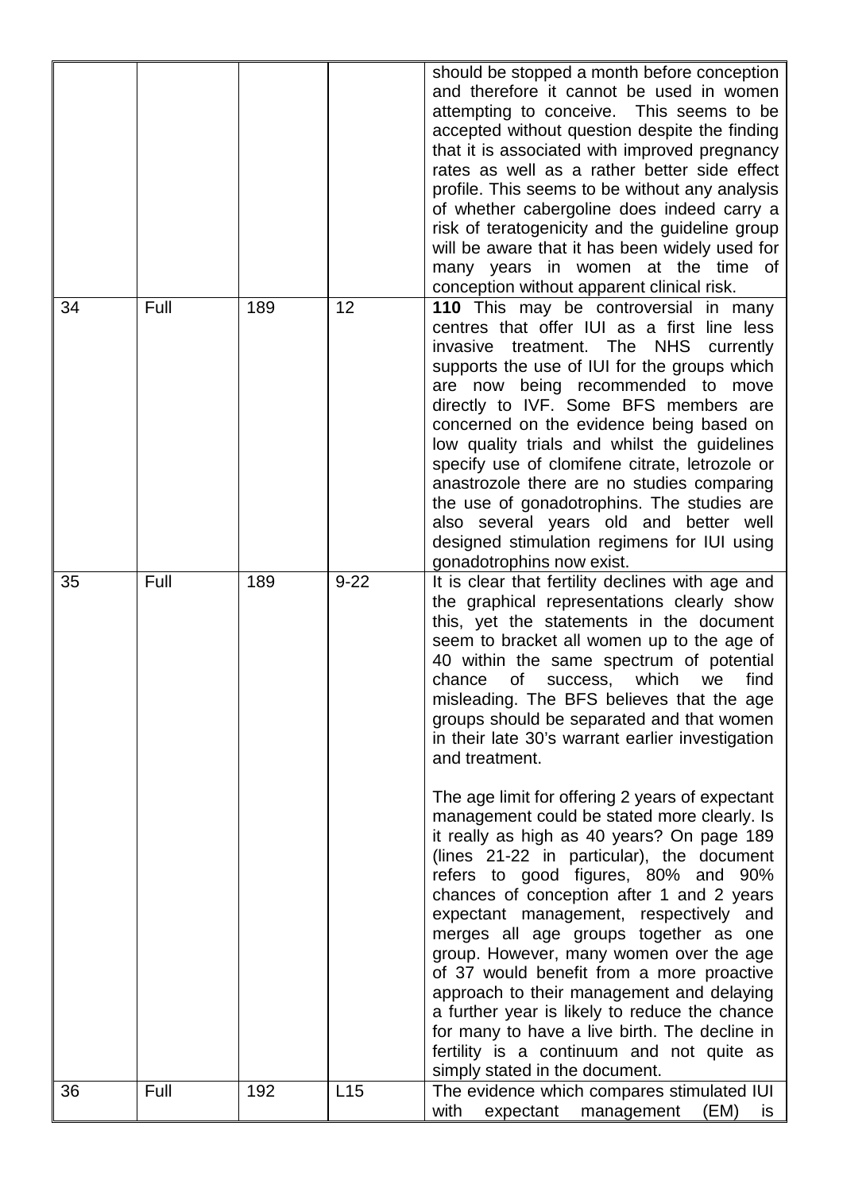| | | | | |
|---|---|---|---|---|
| | | | | should be stopped a month before conception and therefore it cannot be used in women attempting to conceive. This seems to be accepted without question despite the finding that it is associated with improved pregnancy rates as well as a rather better side effect profile. This seems to be without any analysis of whether cabergoline does indeed carry a risk of teratogenicity and the guideline group will be aware that it has been widely used for many years in women at the time of conception without apparent clinical risk. |
| 34 | Full | 189 | 12 | **110** This may be controversial in many centres that offer IUI as a first line less invasive treatment. The NHS currently supports the use of IUI for the groups which are now being recommended to move directly to IVF. Some BFS members are concerned on the evidence being based on low quality trials and whilst the guidelines specify use of clomifene citrate, letrozole or anastrozole there are no studies comparing the use of gonadotrophins. The studies are also several years old and better well designed stimulation regimens for IUI using gonadotrophins now exist. |
| 35 | Full | 189 | 9-22 | It is clear that fertility declines with age and the graphical representations clearly show this, yet the statements in the document seem to bracket all women up to the age of 40 within the same spectrum of potential chance of success, which we find misleading. The BFS believes that the age groups should be separated and that women in their late 30's warrant earlier investigation and treatment.<br><br>The age limit for offering 2 years of expectant management could be stated more clearly. Is it really as high as 40 years? On page 189 (lines 21-22 in particular), the document refers to good figures, 80% and 90% chances of conception after 1 and 2 years expectant management, respectively and merges all age groups together as one group. However, many women over the age of 37 would benefit from a more proactive approach to their management and delaying a further year is likely to reduce the chance for many to have a live birth. The decline in fertility is a continuum and not quite as simply stated in the document. |
| 36 | Full | 192 | L15 | The evidence which compares stimulated IUI with expectant management (EM) is |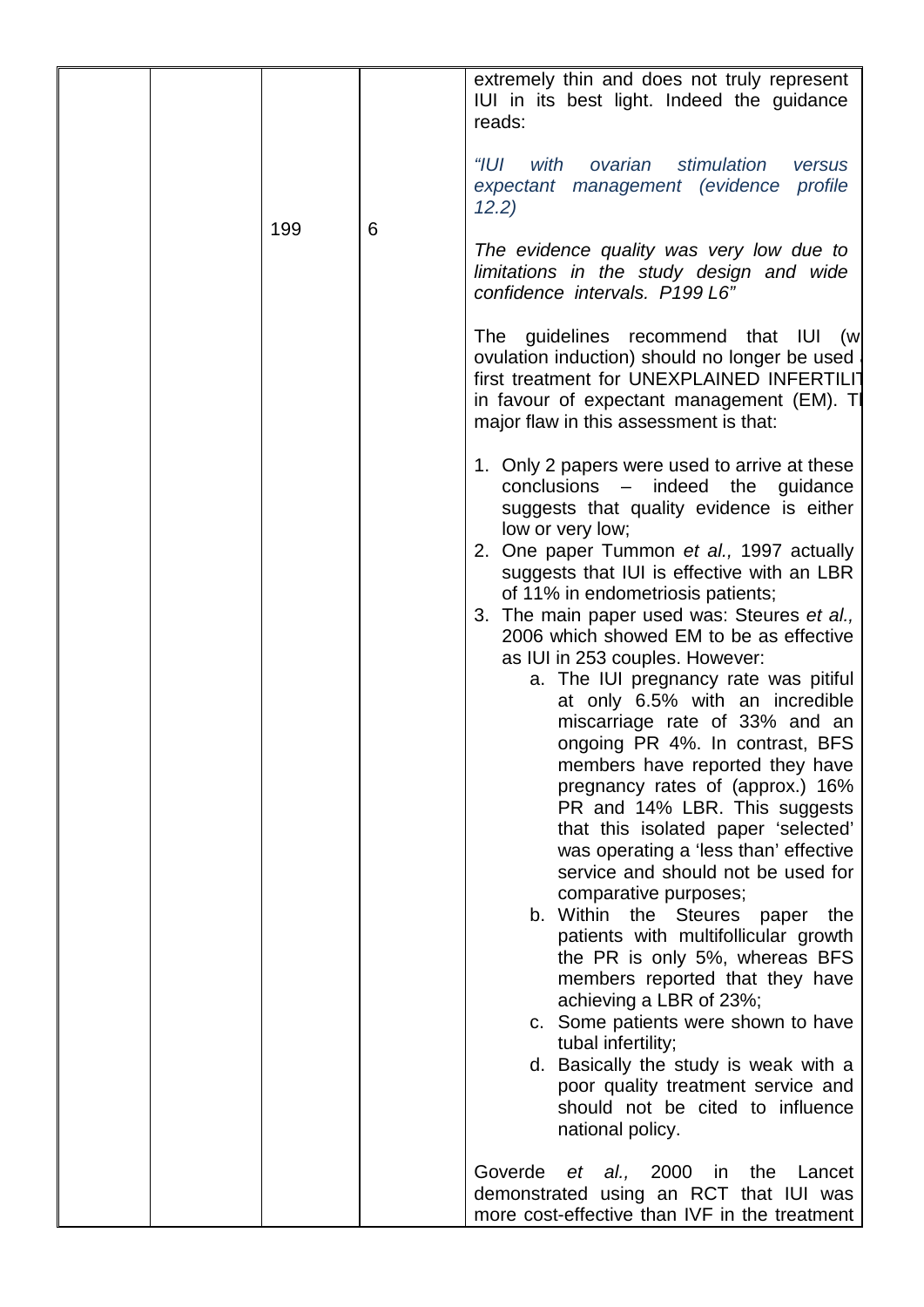| | | | | |
|---|---|---|---|---|
| | | 199 | 6 | extremely thin and does not truly represent IUI in its best light. Indeed the guidance reads:<br><br>*"IUI with ovarian stimulation versus expectant management (evidence profile 12.2)*<br><br>*The evidence quality was very low due to limitations in the study design and wide confidence intervals. P199 L6"*<br><br>The guidelines recommend that IUI (w ovulation induction) should no longer be used first treatment for UNEXPLAINED INFERTILIT in favour of expectant management (EM). T major flaw in this assessment is that:<br><br>1. Only 2 papers were used to arrive at these conclusions – indeed the guidance suggests that quality evidence is either low or very low;<br>2. One paper Tummon *et al.,* 1997 actually suggests that IUI is effective with an LBR of 11% in endometriosis patients;<br>3. The main paper used was: Steures *et al.,* 2006 which showed EM to be as effective as IUI in 253 couples. However:<br>a. The IUI pregnancy rate was pitiful at only 6.5% with an incredible miscarriage rate of 33% and an ongoing PR 4%. In contrast, BFS members have reported they have pregnancy rates of (approx.) 16% PR and 14% LBR. This suggests that this isolated paper 'selected' was operating a 'less than' effective service and should not be used for comparative purposes;<br>b. Within the Steures paper the patients with multifollicular growth the PR is only 5%, whereas BFS members reported that they have achieving a LBR of 23%;<br>c. Some patients were shown to have tubal infertility;<br>d. Basically the study is weak with a poor quality treatment service and should not be cited to influence national policy.<br><br>Goverde *et al.,* 2000 in the Lancet demonstrated using an RCT that IUI was more cost-effective than IVF in the treatment |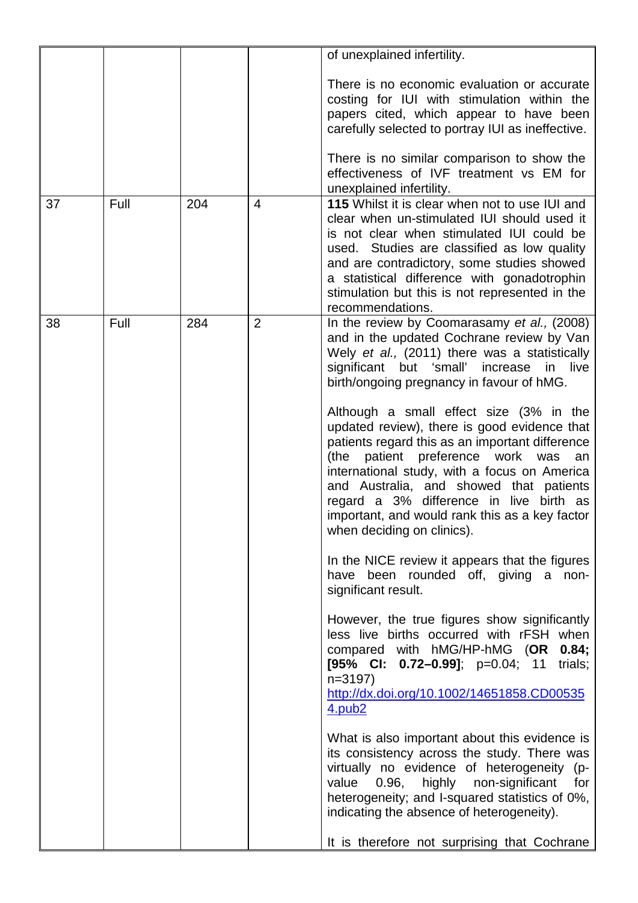| | | | | |
|---|---|---|---|---|
| | | | | of unexplained infertility.<br><br>There is no economic evaluation or accurate costing for IUI with stimulation within the papers cited, which appear to have been carefully selected to portray IUI as ineffective.<br><br>There is no similar comparison to show the effectiveness of IVF treatment vs EM for unexplained infertility. |
| 37 | Full | 204 | 4 | **115** Whilst it is clear when not to use IUI and clear when un-stimulated IUI should used it is not clear when stimulated IUI could be used. Studies are classified as low quality and are contradictory, some studies showed a statistical difference with gonadotrophin stimulation but this is not represented in the recommendations. |
| 38 | Full | 284 | 2 | In the review by Coomarasamy *et al.,* (2008) and in the updated Cochrane review by Van Wely *et al.,* (2011) there was a statistically significant but 'small' increase in live birth/ongoing pregnancy in favour of hMG.<br><br>Although a small effect size (3% in the updated review), there is good evidence that patients regard this as an important difference (the patient preference work was an international study, with a focus on America and Australia, and showed that patients regard a 3% difference in live birth as important, and would rank this as a key factor when deciding on clinics).<br><br>In the NICE review it appears that the figures have been rounded off, giving a non-significant result.<br><br>However, the true figures show significantly less live births occurred with rFSH when compared with hMG/HP-hMG (**OR 0.84; [95% CI: 0.72–0.99]**; p=0.04; 11 trials; n=3197)<br>[http://dx.doi.org/10.1002/14651858.CD005354.pub2](http://dx.doi.org/10.1002/14651858.CD005354.pub2)<br><br>What is also important about this evidence is its consistency across the study. There was virtually no evidence of heterogeneity (p-value 0.96, highly non-significant for heterogeneity; and I-squared statistics of 0%, indicating the absence of heterogeneity).<br><br>It is therefore not surprising that Cochrane |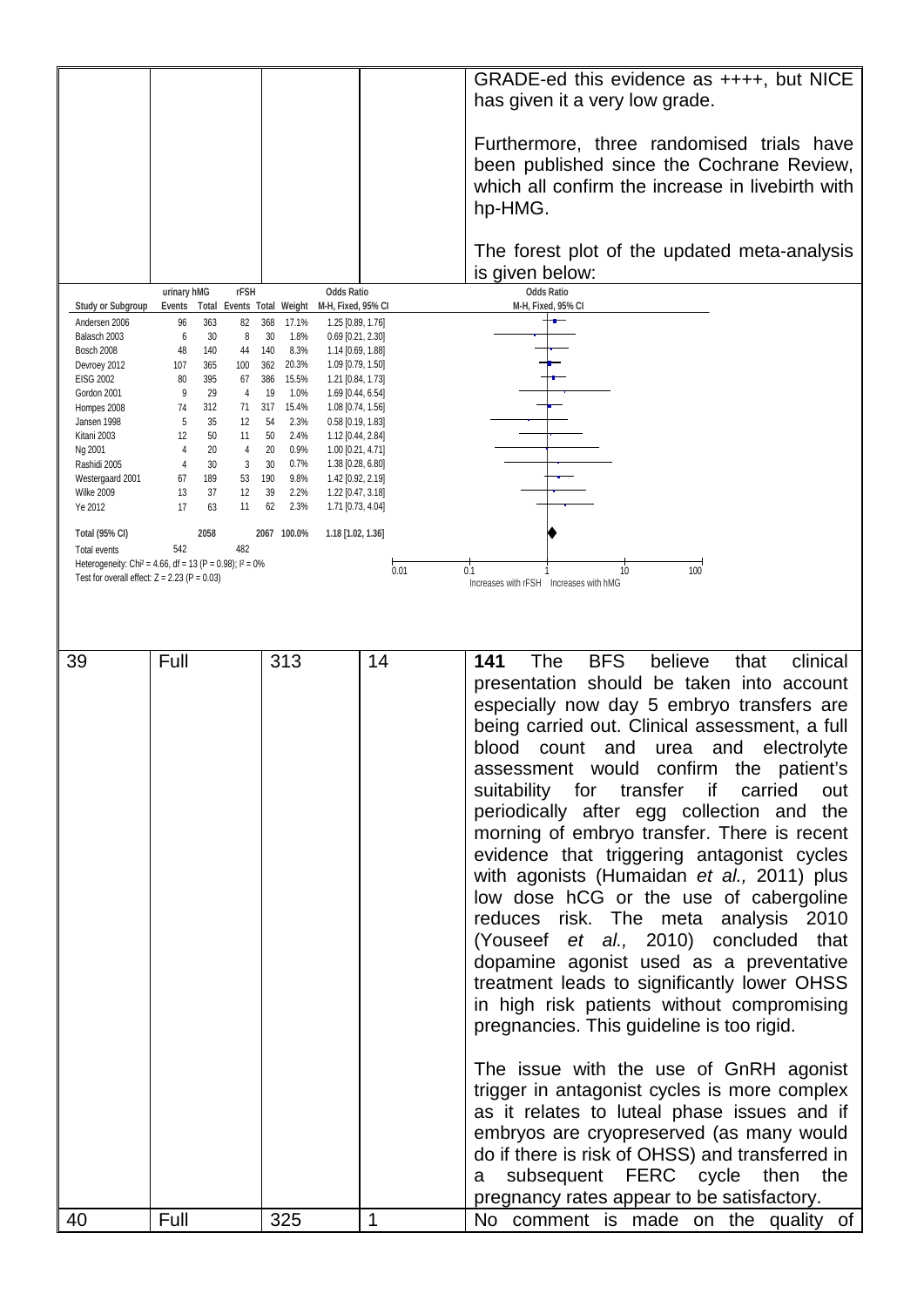| | | | | |
|---|---|---|---|---|
| | | | | GRADE-ed this evidence as ++++, but NICE has given it a very low grade.<br><br>Furthermore, three randomised trials have been published since the Cochrane Review, which all confirm the increase in livebirth with hp-HMG.<br><br>The forest plot of the updated meta-analysis is given below: |

| Study or Subgroup | urinary hMG Events | urinary hMG Total | rFSH Events | rFSH Total | Weight | Odds Ratio M-H, Fixed, 95% CI |
|---|---|---|---|---|---|---|
| Andersen 2006 | 96 | 363 | 82 | 368 | 17.1% | 1.25 [0.89, 1.76] |
| Balasch 2003 | 6 | 30 | 8 | 30 | 1.8% | 0.69 [0.21, 2.30] |
| Bosch 2008 | 48 | 140 | 44 | 140 | 8.3% | 1.14 [0.69, 1.88] |
| Devroey 2012 | 107 | 365 | 100 | 362 | 20.3% | 1.09 [0.79, 1.50] |
| EISG 2002 | 80 | 395 | 67 | 386 | 15.5% | 1.21 [0.84, 1.73] |
| Gordon 2001 | 9 | 29 | 4 | 19 | 1.0% | 1.69 [0.44, 6.54] |
| Hompes 2008 | 74 | 312 | 71 | 317 | 15.4% | 1.08 [0.74, 1.56] |
| Jansen 1998 | 5 | 35 | 12 | 54 | 2.3% | 0.58 [0.19, 1.83] |
| Kitani 2003 | 12 | 50 | 11 | 50 | 2.4% | 1.12 [0.44, 2.84] |
| Ng 2001 | 4 | 20 | 4 | 20 | 0.9% | 1.00 [0.21, 4.71] |
| Rashidi 2005 | 4 | 30 | 3 | 30 | 0.7% | 1.38 [0.28, 6.80] |
| Westergaard 2001 | 67 | 189 | 53 | 190 | 9.8% | 1.42 [0.92, 2.19] |
| Wilke 2009 | 13 | 37 | 12 | 39 | 2.2% | 1.22 [0.47, 3.18] |
| Ye 2012 | 17 | 63 | 11 | 62 | 2.3% | 1.71 [0.73, 4.04] |
| **Total (95% CI)** | | **2058** | | **2067** | **100.0%** | **1.18 [1.02, 1.36]** |
| Total events | 542 | | 482 | | | |

Heterogeneity: $Chi^2 = 4.66$, $df = 13$ ($P = 0.98$); $I^2 = 0\%$
Test for overall effect: $Z = 2.23$ ($P = 0.03$)

Odds Ratio M-H, Fixed, 95% CI — axis: 0.01, 0.1, 1, 10, 100 — Increases with rFSH / Increases with hMG

| | | | | |
|---|---|---|---|---|
| 39 | Full | 313 | 14 | **141** The BFS believe that clinical presentation should be taken into account especially now day 5 embryo transfers are being carried out. Clinical assessment, a full blood count and urea and electrolyte assessment would confirm the patient's suitability for transfer if carried out periodically after egg collection and the morning of embryo transfer. There is recent evidence that triggering antagonist cycles with agonists (Humaidan *et al.,* 2011) plus low dose hCG or the use of cabergoline reduces risk. The meta analysis 2010 (Youseef *et al.,* 2010) concluded that dopamine agonist used as a preventative treatment leads to significantly lower OHSS in high risk patients without compromising pregnancies. This guideline is too rigid.<br><br>The issue with the use of GnRH agonist trigger in antagonist cycles is more complex as it relates to luteal phase issues and if embryos are cryopreserved (as many would do if there is risk of OHSS) and transferred in a subsequent FERC cycle then the pregnancy rates appear to be satisfactory. |
| 40 | Full | 325 | 1 | No comment is made on the quality of |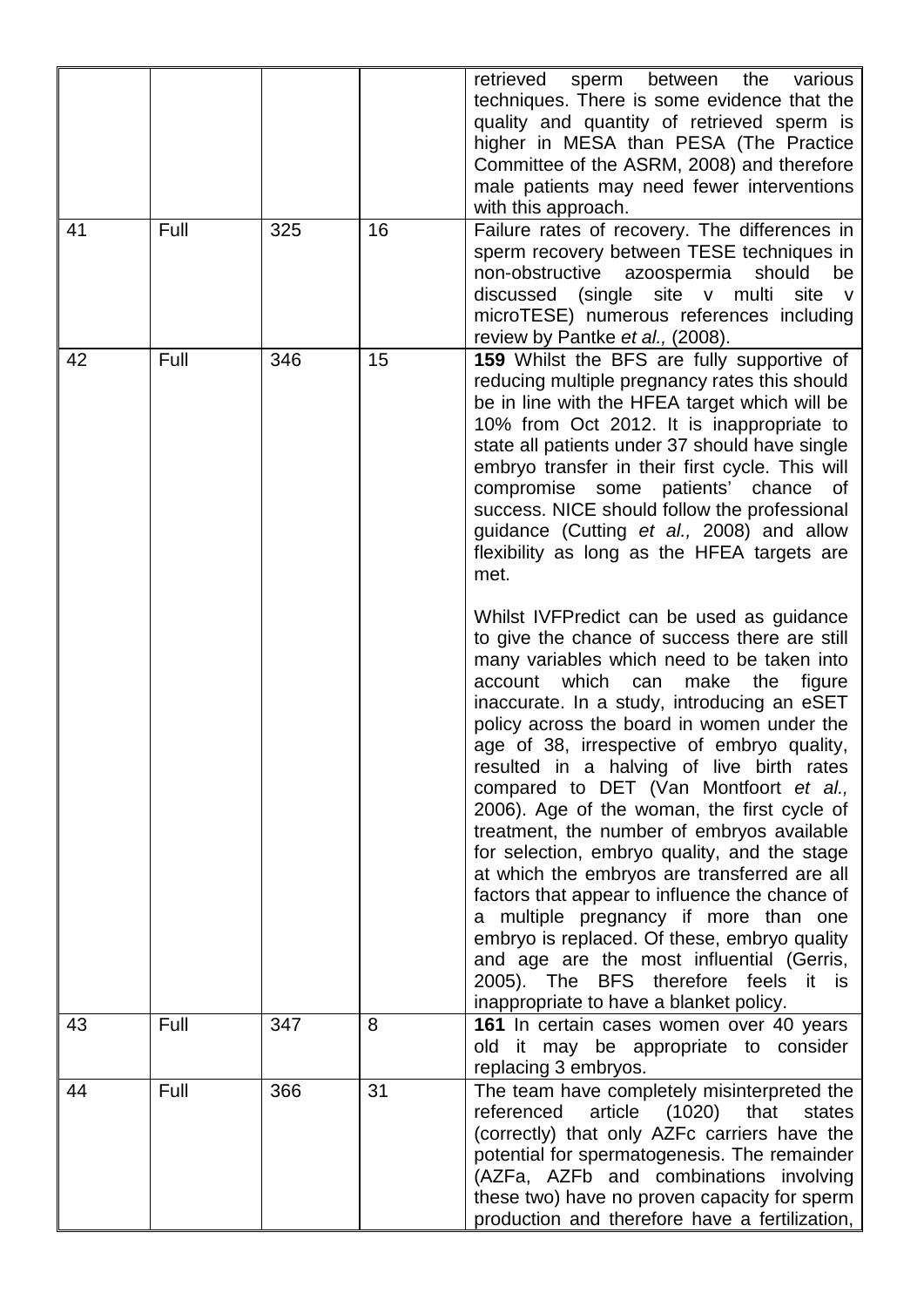| | | | | |
|---|---|---|---|---|
| | | | | retrieved sperm between the various techniques. There is some evidence that the quality and quantity of retrieved sperm is higher in MESA than PESA (The Practice Committee of the ASRM, 2008) and therefore male patients may need fewer interventions with this approach. |
| 41 | Full | 325 | 16 | Failure rates of recovery. The differences in sperm recovery between TESE techniques in non-obstructive azoospermia should be discussed (single site v multi site v microTESE) numerous references including review by Pantke *et al.,* (2008). |
| 42 | Full | 346 | 15 | **159** Whilst the BFS are fully supportive of reducing multiple pregnancy rates this should be in line with the HFEA target which will be 10% from Oct 2012. It is inappropriate to state all patients under 37 should have single embryo transfer in their first cycle. This will compromise some patients' chance of success. NICE should follow the professional guidance (Cutting *et al.,* 2008) and allow flexibility as long as the HFEA targets are met.<br><br>Whilst IVFPredict can be used as guidance to give the chance of success there are still many variables which need to be taken into account which can make the figure inaccurate. In a study, introducing an eSET policy across the board in women under the age of 38, irrespective of embryo quality, resulted in a halving of live birth rates compared to DET (Van Montfoort *et al.,* 2006). Age of the woman, the first cycle of treatment, the number of embryos available for selection, embryo quality, and the stage at which the embryos are transferred are all factors that appear to influence the chance of a multiple pregnancy if more than one embryo is replaced. Of these, embryo quality and age are the most influential (Gerris, 2005). The BFS therefore feels it is inappropriate to have a blanket policy. |
| 43 | Full | 347 | 8 | **161** In certain cases women over 40 years old it may be appropriate to consider replacing 3 embryos. |
| 44 | Full | 366 | 31 | The team have completely misinterpreted the referenced article (1020) that states (correctly) that only AZFc carriers have the potential for spermatogenesis. The remainder (AZFa, AZFb and combinations involving these two) have no proven capacity for sperm production and therefore have a fertilization, |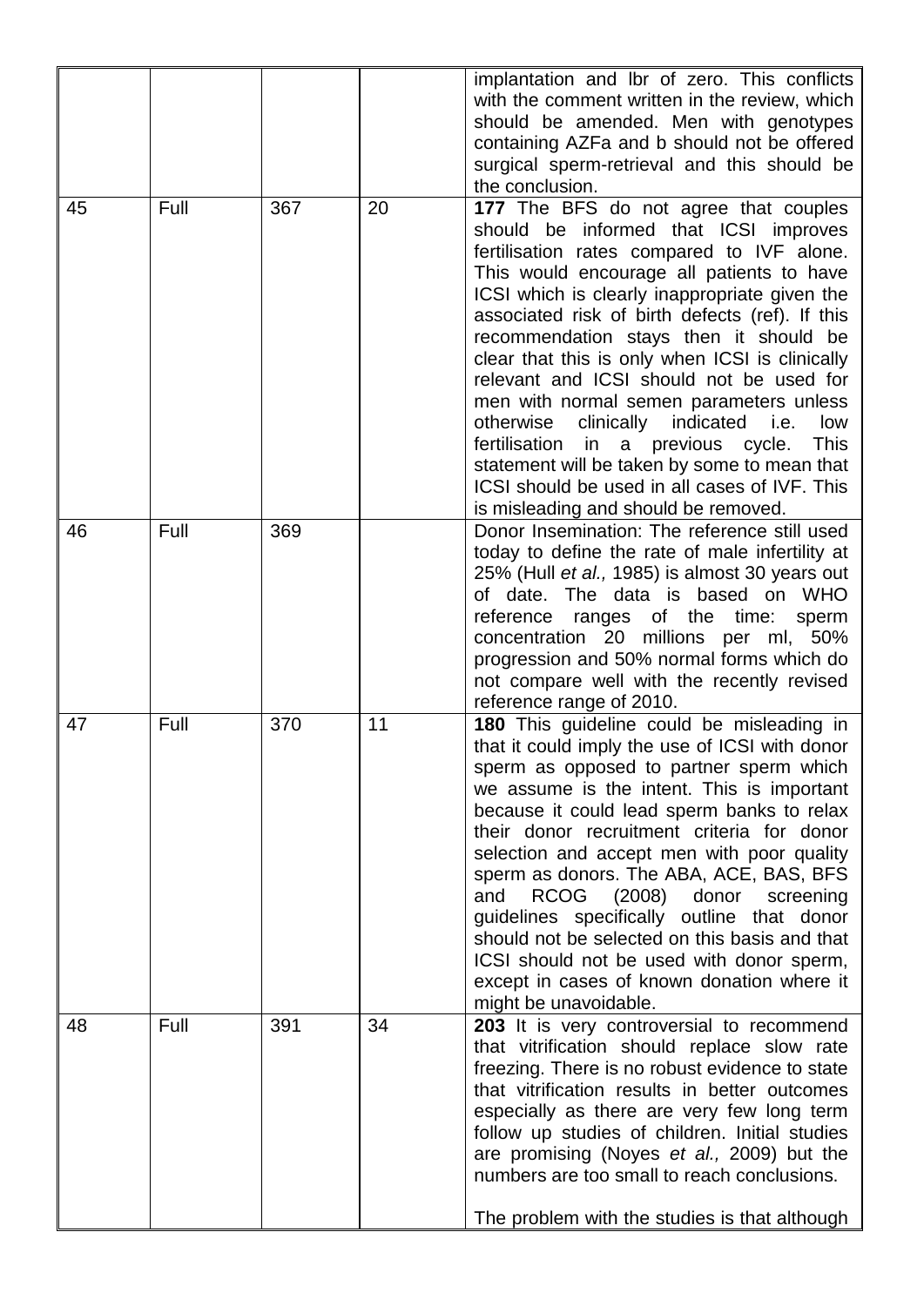| | | | | |
|---|---|---|---|---|
| | | | | implantation and lbr of zero. This conflicts with the comment written in the review, which should be amended. Men with genotypes containing AZFa and b should not be offered surgical sperm-retrieval and this should be the conclusion. |
| 45 | Full | 367 | 20 | **177** The BFS do not agree that couples should be informed that ICSI improves fertilisation rates compared to IVF alone. This would encourage all patients to have ICSI which is clearly inappropriate given the associated risk of birth defects (ref). If this recommendation stays then it should be clear that this is only when ICSI is clinically relevant and ICSI should not be used for men with normal semen parameters unless otherwise clinically indicated i.e. low fertilisation in a previous cycle. This statement will be taken by some to mean that ICSI should be used in all cases of IVF. This is misleading and should be removed. |
| 46 | Full | 369 | | Donor Insemination: The reference still used today to define the rate of male infertility at 25% (Hull *et al.,* 1985) is almost 30 years out of date. The data is based on WHO reference ranges of the time: sperm concentration 20 millions per ml, 50% progression and 50% normal forms which do not compare well with the recently revised reference range of 2010. |
| 47 | Full | 370 | 11 | **180** This guideline could be misleading in that it could imply the use of ICSI with donor sperm as opposed to partner sperm which we assume is the intent. This is important because it could lead sperm banks to relax their donor recruitment criteria for donor selection and accept men with poor quality sperm as donors. The ABA, ACE, BAS, BFS and RCOG (2008) donor screening guidelines specifically outline that donor should not be selected on this basis and that ICSI should not be used with donor sperm, except in cases of known donation where it might be unavoidable. |
| 48 | Full | 391 | 34 | **203** It is very controversial to recommend that vitrification should replace slow rate freezing. There is no robust evidence to state that vitrification results in better outcomes especially as there are very few long term follow up studies of children. Initial studies are promising (Noyes *et al.,* 2009) but the numbers are too small to reach conclusions.<br><br>The problem with the studies is that although |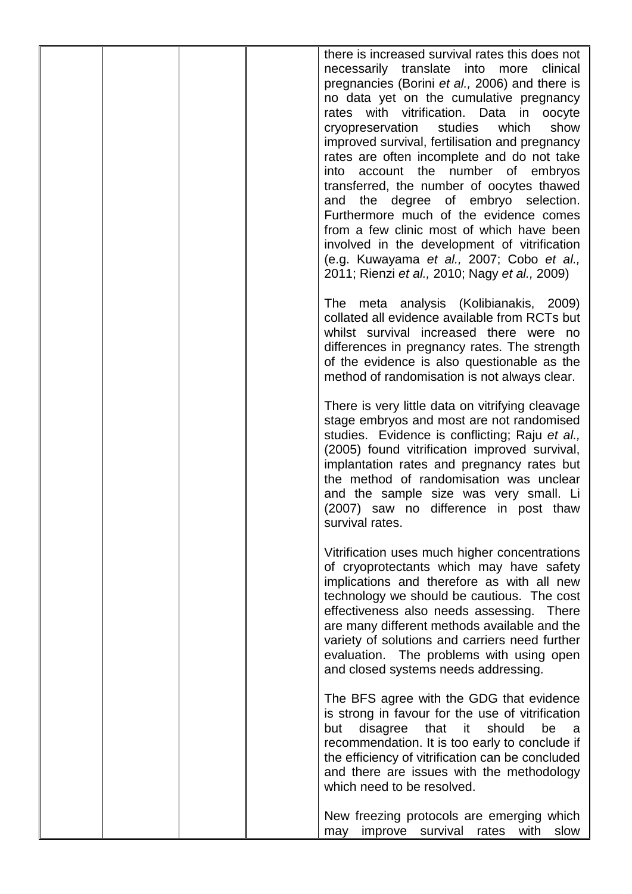|  |  |  |  | there is increased survival rates this does not necessarily translate into more clinical pregnancies (Borini *et al.,* 2006) and there is no data yet on the cumulative pregnancy rates with vitrification. Data in oocyte cryopreservation studies which show improved survival, fertilisation and pregnancy rates are often incomplete and do not take into account the number of embryos transferred, the number of oocytes thawed and the degree of embryo selection. Furthermore much of the evidence comes from a few clinic most of which have been involved in the development of vitrification (e.g. Kuwayama *et al.,* 2007; Cobo *et al.,* 2011; Rienzi *et al.,* 2010; Nagy *et al.,* 2009)<br><br>The meta analysis (Kolibianakis, 2009) collated all evidence available from RCTs but whilst survival increased there were no differences in pregnancy rates. The strength of the evidence is also questionable as the method of randomisation is not always clear.<br><br>There is very little data on vitrifying cleavage stage embryos and most are not randomised studies. Evidence is conflicting; Raju *et al.,* (2005) found vitrification improved survival, implantation rates and pregnancy rates but the method of randomisation was unclear and the sample size was very small. Li (2007) saw no difference in post thaw survival rates.<br><br>Vitrification uses much higher concentrations of cryoprotectants which may have safety implications and therefore as with all new technology we should be cautious. The cost effectiveness also needs assessing. There are many different methods available and the variety of solutions and carriers need further evaluation. The problems with using open and closed systems needs addressing.<br><br>The BFS agree with the GDG that evidence is strong in favour for the use of vitrification but disagree that it should be a recommendation. It is too early to conclude if the efficiency of vitrification can be concluded and there are issues with the methodology which need to be resolved.<br><br>New freezing protocols are emerging which may improve survival rates with slow |
|---|---|---|---|---|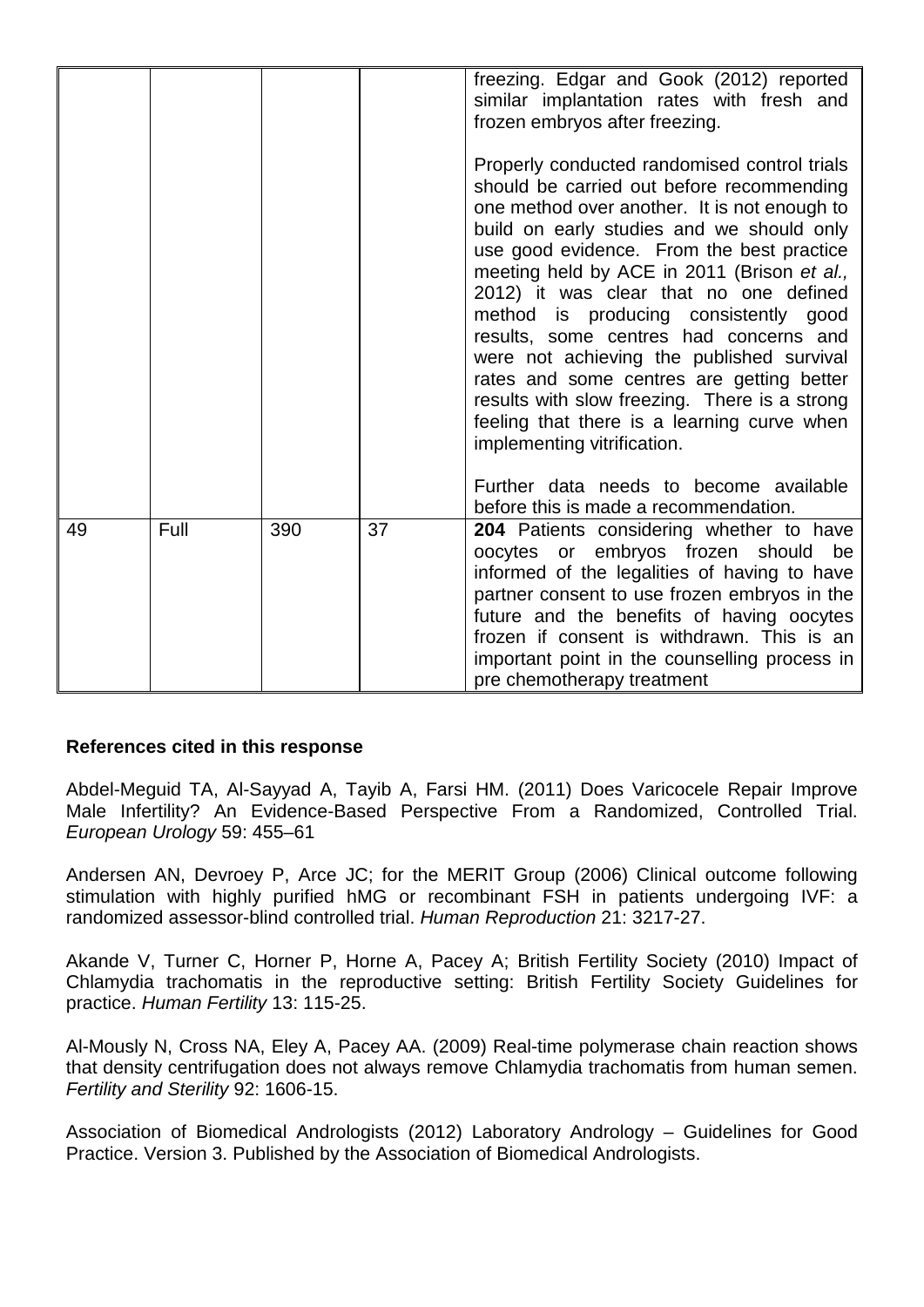| | | | | |
|---|---|---|---|---|
| | | | | freezing. Edgar and Gook (2012) reported similar implantation rates with fresh and frozen embryos after freezing.<br><br>Properly conducted randomised control trials should be carried out before recommending one method over another. It is not enough to build on early studies and we should only use good evidence. From the best practice meeting held by ACE in 2011 (Brison *et al.,* 2012) it was clear that no one defined method is producing consistently good results, some centres had concerns and were not achieving the published survival rates and some centres are getting better results with slow freezing. There is a strong feeling that there is a learning curve when implementing vitrification.<br><br>Further data needs to become available before this is made a recommendation. |
| 49 | Full | 390 | 37 | **204** Patients considering whether to have oocytes or embryos frozen should be informed of the legalities of having to have partner consent to use frozen embryos in the future and the benefits of having oocytes frozen if consent is withdrawn. This is an important point in the counselling process in pre chemotherapy treatment |

**References cited in this response**

Abdel-Meguid TA, Al-Sayyad A, Tayib A, Farsi HM. (2011) Does Varicocele Repair Improve Male Infertility? An Evidence-Based Perspective From a Randomized, Controlled Trial. *European Urology* 59: 455–61

Andersen AN, Devroey P, Arce JC; for the MERIT Group (2006) Clinical outcome following stimulation with highly purified hMG or recombinant FSH in patients undergoing IVF: a randomized assessor-blind controlled trial. *Human Reproduction* 21: 3217-27.

Akande V, Turner C, Horner P, Horne A, Pacey A; British Fertility Society (2010) Impact of Chlamydia trachomatis in the reproductive setting: British Fertility Society Guidelines for practice. *Human Fertility* 13: 115-25.

Al-Mously N, Cross NA, Eley A, Pacey AA. (2009) Real-time polymerase chain reaction shows that density centrifugation does not always remove Chlamydia trachomatis from human semen. *Fertility and Sterility* 92: 1606-15.

Association of Biomedical Andrologists (2012) Laboratory Andrology – Guidelines for Good Practice. Version 3. Published by the Association of Biomedical Andrologists.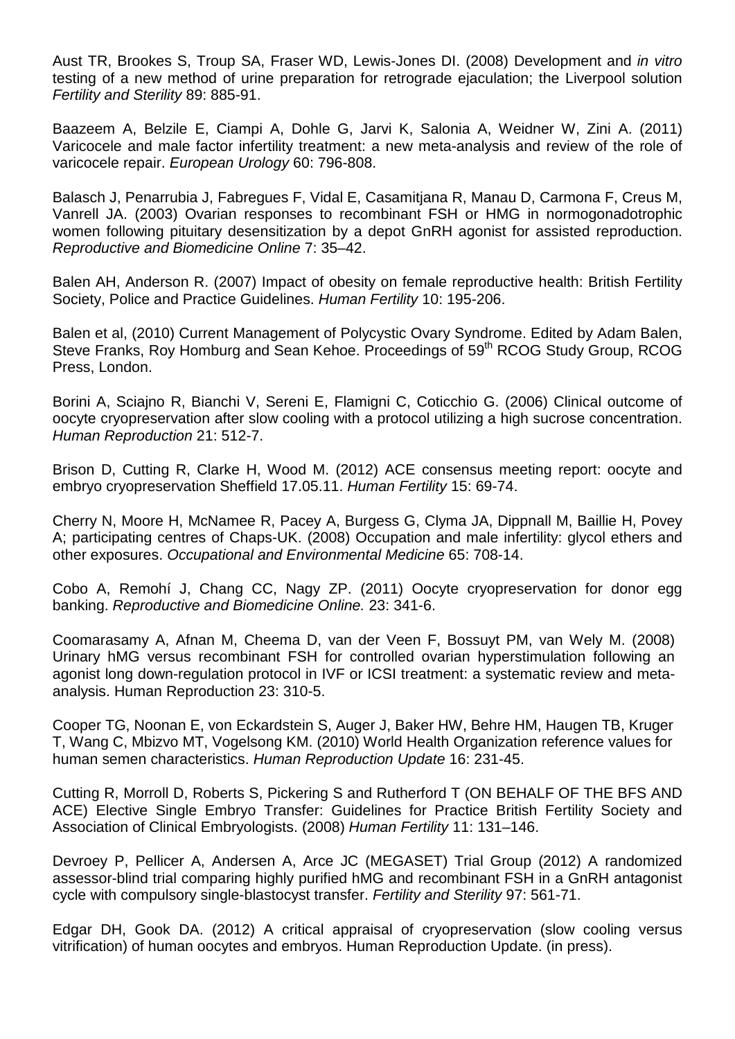Aust TR, Brookes S, Troup SA, Fraser WD, Lewis-Jones DI. (2008) Development and *in vitro* testing of a new method of urine preparation for retrograde ejaculation; the Liverpool solution *Fertility and Sterility* 89: 885-91.

Baazeem A, Belzile E, Ciampi A, Dohle G, Jarvi K, Salonia A, Weidner W, Zini A. (2011) Varicocele and male factor infertility treatment: a new meta-analysis and review of the role of varicocele repair. *European Urology* 60: 796-808.

Balasch J, Penarrubia J, Fabregues F, Vidal E, Casamitjana R, Manau D, Carmona F, Creus M, Vanrell JA. (2003) Ovarian responses to recombinant FSH or HMG in normogonadotrophic women following pituitary desensitization by a depot GnRH agonist for assisted reproduction. *Reproductive and Biomedicine Online* 7: 35–42.

Balen AH, Anderson R. (2007) Impact of obesity on female reproductive health: British Fertility Society, Police and Practice Guidelines. *Human Fertility* 10: 195-206.

Balen et al, (2010) Current Management of Polycystic Ovary Syndrome. Edited by Adam Balen, Steve Franks, Roy Homburg and Sean Kehoe. Proceedings of 59th RCOG Study Group, RCOG Press, London.

Borini A, Sciajno R, Bianchi V, Sereni E, Flamigni C, Coticchio G. (2006) Clinical outcome of oocyte cryopreservation after slow cooling with a protocol utilizing a high sucrose concentration. *Human Reproduction* 21: 512-7.

Brison D, Cutting R, Clarke H, Wood M. (2012) ACE consensus meeting report: oocyte and embryo cryopreservation Sheffield 17.05.11. *Human Fertility* 15: 69-74.

Cherry N, Moore H, McNamee R, Pacey A, Burgess G, Clyma JA, Dippnall M, Baillie H, Povey A; participating centres of Chaps-UK. (2008) Occupation and male infertility: glycol ethers and other exposures. *Occupational and Environmental Medicine* 65: 708-14.

Cobo A, Remohí J, Chang CC, Nagy ZP. (2011) Oocyte cryopreservation for donor egg banking. *Reproductive and Biomedicine Online.* 23: 341-6.

Coomarasamy A, Afnan M, Cheema D, van der Veen F, Bossuyt PM, van Wely M. (2008) Urinary hMG versus recombinant FSH for controlled ovarian hyperstimulation following an agonist long down-regulation protocol in IVF or ICSI treatment: a systematic review and meta-analysis. Human Reproduction 23: 310-5.

Cooper TG, Noonan E, von Eckardstein S, Auger J, Baker HW, Behre HM, Haugen TB, Kruger T, Wang C, Mbizvo MT, Vogelsong KM. (2010) World Health Organization reference values for human semen characteristics. *Human Reproduction Update* 16: 231-45.

Cutting R, Morroll D, Roberts S, Pickering S and Rutherford T (ON BEHALF OF THE BFS AND ACE) Elective Single Embryo Transfer: Guidelines for Practice British Fertility Society and Association of Clinical Embryologists. (2008) *Human Fertility* 11: 131–146.

Devroey P, Pellicer A, Andersen A, Arce JC (MEGASET) Trial Group (2012) A randomized assessor-blind trial comparing highly purified hMG and recombinant FSH in a GnRH antagonist cycle with compulsory single-blastocyst transfer. *Fertility and Sterility* 97: 561-71.

Edgar DH, Gook DA. (2012) A critical appraisal of cryopreservation (slow cooling versus vitrification) of human oocytes and embryos. Human Reproduction Update. (in press).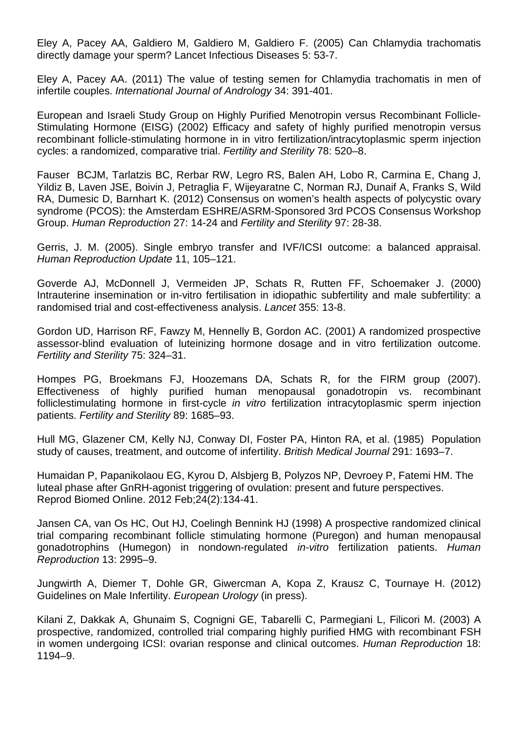Eley A, Pacey AA, Galdiero M, Galdiero M, Galdiero F. (2005) Can Chlamydia trachomatis directly damage your sperm? Lancet Infectious Diseases 5: 53-7.

Eley A, Pacey AA. (2011) The value of testing semen for Chlamydia trachomatis in men of infertile couples. *International Journal of Andrology* 34: 391-401.

European and Israeli Study Group on Highly Purified Menotropin versus Recombinant Follicle-Stimulating Hormone (EISG) (2002) Efficacy and safety of highly purified menotropin versus recombinant follicle-stimulating hormone in in vitro fertilization/intracytoplasmic sperm injection cycles: a randomized, comparative trial. *Fertility and Sterility* 78: 520–8.

Fauser BCJM, Tarlatzis BC, Rerbar RW, Legro RS, Balen AH, Lobo R, Carmina E, Chang J, Yildiz B, Laven JSE, Boivin J, Petraglia F, Wijeyaratne C, Norman RJ, Dunaif A, Franks S, Wild RA, Dumesic D, Barnhart K. (2012) Consensus on women's health aspects of polycystic ovary syndrome (PCOS): the Amsterdam ESHRE/ASRM-Sponsored 3rd PCOS Consensus Workshop Group. *Human Reproduction* 27: 14-24 and *Fertility and Sterility* 97: 28-38.

Gerris, J. M. (2005). Single embryo transfer and IVF/ICSI outcome: a balanced appraisal. *Human Reproduction Update* 11, 105–121.

Goverde AJ, McDonnell J, Vermeiden JP, Schats R, Rutten FF, Schoemaker J. (2000) Intrauterine insemination or in-vitro fertilisation in idiopathic subfertility and male subfertility: a randomised trial and cost-effectiveness analysis. *Lancet* 355: 13-8.

Gordon UD, Harrison RF, Fawzy M, Hennelly B, Gordon AC. (2001) A randomized prospective assessor-blind evaluation of luteinizing hormone dosage and in vitro fertilization outcome. *Fertility and Sterility* 75: 324–31.

Hompes PG, Broekmans FJ, Hoozemans DA, Schats R, for the FIRM group (2007). Effectiveness of highly purified human menopausal gonadotropin vs. recombinant folliclestimulating hormone in first-cycle *in vitro* fertilization intracytoplasmic sperm injection patients. *Fertility and Sterility* 89: 1685–93.

Hull MG, Glazener CM, Kelly NJ, Conway DI, Foster PA, Hinton RA, et al. (1985) Population study of causes, treatment, and outcome of infertility. *British Medical Journal* 291: 1693–7.

Humaidan P, Papanikolaou EG, Kyrou D, Alsbjerg B, Polyzos NP, Devroey P, Fatemi HM. The luteal phase after GnRH-agonist triggering of ovulation: present and future perspectives. Reprod Biomed Online. 2012 Feb;24(2):134-41.

Jansen CA, van Os HC, Out HJ, Coelingh Bennink HJ (1998) A prospective randomized clinical trial comparing recombinant follicle stimulating hormone (Puregon) and human menopausal gonadotrophins (Humegon) in nondown-regulated *in-vitro* fertilization patients. *Human Reproduction* 13: 2995–9.

Jungwirth A, Diemer T, Dohle GR, Giwercman A, Kopa Z, Krausz C, Tournaye H. (2012) Guidelines on Male Infertility. *European Urology* (in press).

Kilani Z, Dakkak A, Ghunaim S, Cognigni GE, Tabarelli C, Parmegiani L, Filicori M. (2003) A prospective, randomized, controlled trial comparing highly purified HMG with recombinant FSH in women undergoing ICSI: ovarian response and clinical outcomes. *Human Reproduction* 18: 1194–9.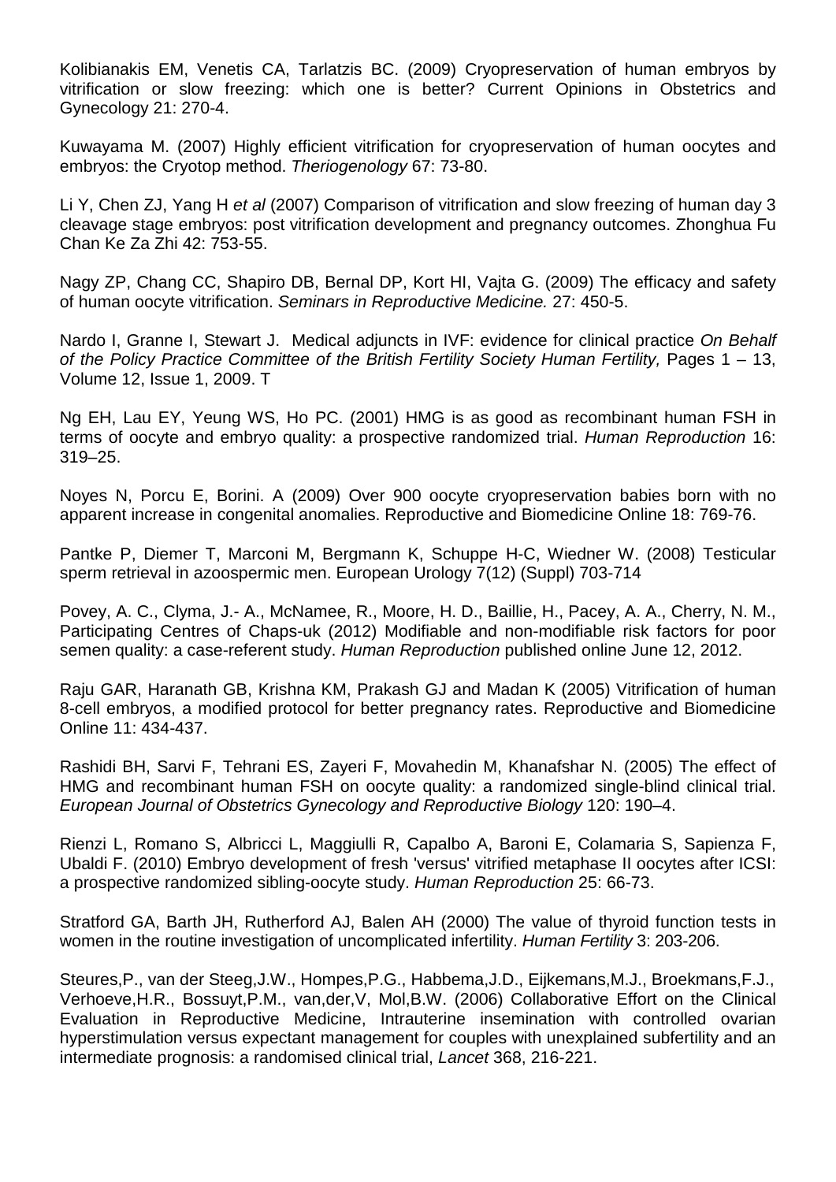Kolibianakis EM, Venetis CA, Tarlatzis BC. (2009) Cryopreservation of human embryos by vitrification or slow freezing: which one is better? Current Opinions in Obstetrics and Gynecology 21: 270-4.

Kuwayama M. (2007) Highly efficient vitrification for cryopreservation of human oocytes and embryos: the Cryotop method. *Theriogenology* 67: 73-80.

Li Y, Chen ZJ, Yang H *et al* (2007) Comparison of vitrification and slow freezing of human day 3 cleavage stage embryos: post vitrification development and pregnancy outcomes. Zhonghua Fu Chan Ke Za Zhi 42: 753-55.

Nagy ZP, Chang CC, Shapiro DB, Bernal DP, Kort HI, Vajta G. (2009) The efficacy and safety of human oocyte vitrification. *Seminars in Reproductive Medicine.* 27: 450-5.

Nardo I, Granne I, Stewart J. Medical adjuncts in IVF: evidence for clinical practice *On Behalf of the Policy Practice Committee of the British Fertility Society Human Fertility,* Pages 1 – 13, Volume 12, Issue 1, 2009. T

Ng EH, Lau EY, Yeung WS, Ho PC. (2001) HMG is as good as recombinant human FSH in terms of oocyte and embryo quality: a prospective randomized trial. *Human Reproduction* 16: 319–25.

Noyes N, Porcu E, Borini. A (2009) Over 900 oocyte cryopreservation babies born with no apparent increase in congenital anomalies. Reproductive and Biomedicine Online 18: 769-76.

Pantke P, Diemer T, Marconi M, Bergmann K, Schuppe H-C, Wiedner W. (2008) Testicular sperm retrieval in azoospermic men. European Urology 7(12) (Suppl) 703-714

Povey, A. C., Clyma, J.- A., McNamee, R., Moore, H. D., Baillie, H., Pacey, A. A., Cherry, N. M., Participating Centres of Chaps-uk (2012) Modifiable and non-modifiable risk factors for poor semen quality: a case-referent study. *Human Reproduction* published online June 12, 2012.

Raju GAR, Haranath GB, Krishna KM, Prakash GJ and Madan K (2005) Vitrification of human 8-cell embryos, a modified protocol for better pregnancy rates. Reproductive and Biomedicine Online 11: 434-437.

Rashidi BH, Sarvi F, Tehrani ES, Zayeri F, Movahedin M, Khanafshar N. (2005) The effect of HMG and recombinant human FSH on oocyte quality: a randomized single-blind clinical trial. *European Journal of Obstetrics Gynecology and Reproductive Biology* 120: 190–4.

Rienzi L, Romano S, Albricci L, Maggiulli R, Capalbo A, Baroni E, Colamaria S, Sapienza F, Ubaldi F. (2010) Embryo development of fresh 'versus' vitrified metaphase II oocytes after ICSI: a prospective randomized sibling-oocyte study. *Human Reproduction* 25: 66-73.

Stratford GA, Barth JH, Rutherford AJ, Balen AH (2000) The value of thyroid function tests in women in the routine investigation of uncomplicated infertility. *Human Fertility* 3: 203-206.

Steures,P., van der Steeg,J.W., Hompes,P.G., Habbema,J.D., Eijkemans,M.J., Broekmans,F.J., Verhoeve,H.R., Bossuyt,P.M., van,der,V, Mol,B.W. (2006) Collaborative Effort on the Clinical Evaluation in Reproductive Medicine, Intrauterine insemination with controlled ovarian hyperstimulation versus expectant management for couples with unexplained subfertility and an intermediate prognosis: a randomised clinical trial, *Lancet* 368, 216-221.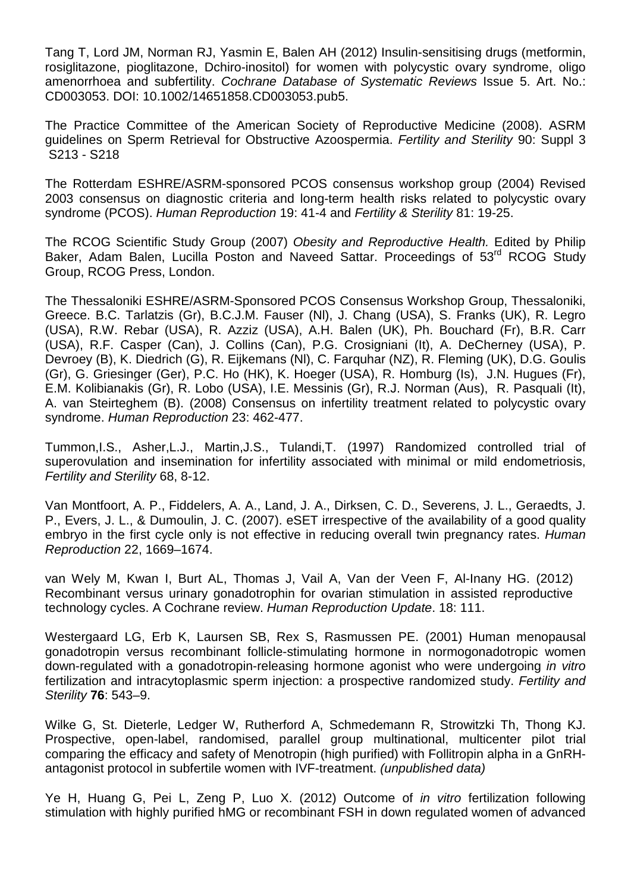Tang T, Lord JM, Norman RJ, Yasmin E, Balen AH (2012) Insulin-sensitising drugs (metformin, rosiglitazone, pioglitazone, Dchiro-inositol) for women with polycystic ovary syndrome, oligo amenorrhoea and subfertility. *Cochrane Database of Systematic Reviews* Issue 5. Art. No.: CD003053. DOI: 10.1002/14651858.CD003053.pub5.

The Practice Committee of the American Society of Reproductive Medicine (2008). ASRM guidelines on Sperm Retrieval for Obstructive Azoospermia. *Fertility and Sterility* 90: Suppl 3 S213 - S218

The Rotterdam ESHRE/ASRM-sponsored PCOS consensus workshop group (2004) Revised 2003 consensus on diagnostic criteria and long-term health risks related to polycystic ovary syndrome (PCOS). *Human Reproduction* 19: 41-4 and *Fertility & Sterility* 81: 19-25.

The RCOG Scientific Study Group (2007) *Obesity and Reproductive Health.* Edited by Philip Baker, Adam Balen, Lucilla Poston and Naveed Sattar. Proceedings of 53rd RCOG Study Group, RCOG Press, London.

The Thessaloniki ESHRE/ASRM-Sponsored PCOS Consensus Workshop Group, Thessaloniki, Greece. B.C. Tarlatzis (Gr), B.C.J.M. Fauser (Nl), J. Chang (USA), S. Franks (UK), R. Legro (USA), R.W. Rebar (USA), R. Azziz (USA), A.H. Balen (UK), Ph. Bouchard (Fr), B.R. Carr (USA), R.F. Casper (Can), J. Collins (Can), P.G. Crosigniani (It), A. DeCherney (USA), P. Devroey (B), K. Diedrich (G), R. Eijkemans (Nl), C. Farquhar (NZ), R. Fleming (UK), D.G. Goulis (Gr), G. Griesinger (Ger), P.C. Ho (HK), K. Hoeger (USA), R. Homburg (Is), J.N. Hugues (Fr), E.M. Kolibianakis (Gr), R. Lobo (USA), I.E. Messinis (Gr), R.J. Norman (Aus), R. Pasquali (It), A. van Steirteghem (B). (2008) Consensus on infertility treatment related to polycystic ovary syndrome. *Human Reproduction* 23: 462-477.

Tummon,I.S., Asher,L.J., Martin,J.S., Tulandi,T. (1997) Randomized controlled trial of superovulation and insemination for infertility associated with minimal or mild endometriosis, *Fertility and Sterility* 68, 8-12.

Van Montfoort, A. P., Fiddelers, A. A., Land, J. A., Dirksen, C. D., Severens, J. L., Geraedts, J. P., Evers, J. L., & Dumoulin, J. C. (2007). eSET irrespective of the availability of a good quality embryo in the first cycle only is not effective in reducing overall twin pregnancy rates. *Human Reproduction* 22, 1669–1674.

van Wely M, Kwan I, Burt AL, Thomas J, Vail A, Van der Veen F, Al-Inany HG. (2012) Recombinant versus urinary gonadotrophin for ovarian stimulation in assisted reproductive technology cycles. A Cochrane review. *Human Reproduction Update*. 18: 111.

Westergaard LG, Erb K, Laursen SB, Rex S, Rasmussen PE. (2001) Human menopausal gonadotropin versus recombinant follicle-stimulating hormone in normogonadotropic women down-regulated with a gonadotropin-releasing hormone agonist who were undergoing *in vitro* fertilization and intracytoplasmic sperm injection: a prospective randomized study. *Fertility and Sterility* **76**: 543–9.

Wilke G, St. Dieterle, Ledger W, Rutherford A, Schmedemann R, Strowitzki Th, Thong KJ. Prospective, open-label, randomised, parallel group multinational, multicenter pilot trial comparing the efficacy and safety of Menotropin (high purified) with Follitropin alpha in a GnRH-antagonist protocol in subfertile women with IVF-treatment. *(unpublished data)*

Ye H, Huang G, Pei L, Zeng P, Luo X. (2012) Outcome of *in vitro* fertilization following stimulation with highly purified hMG or recombinant FSH in down regulated women of advanced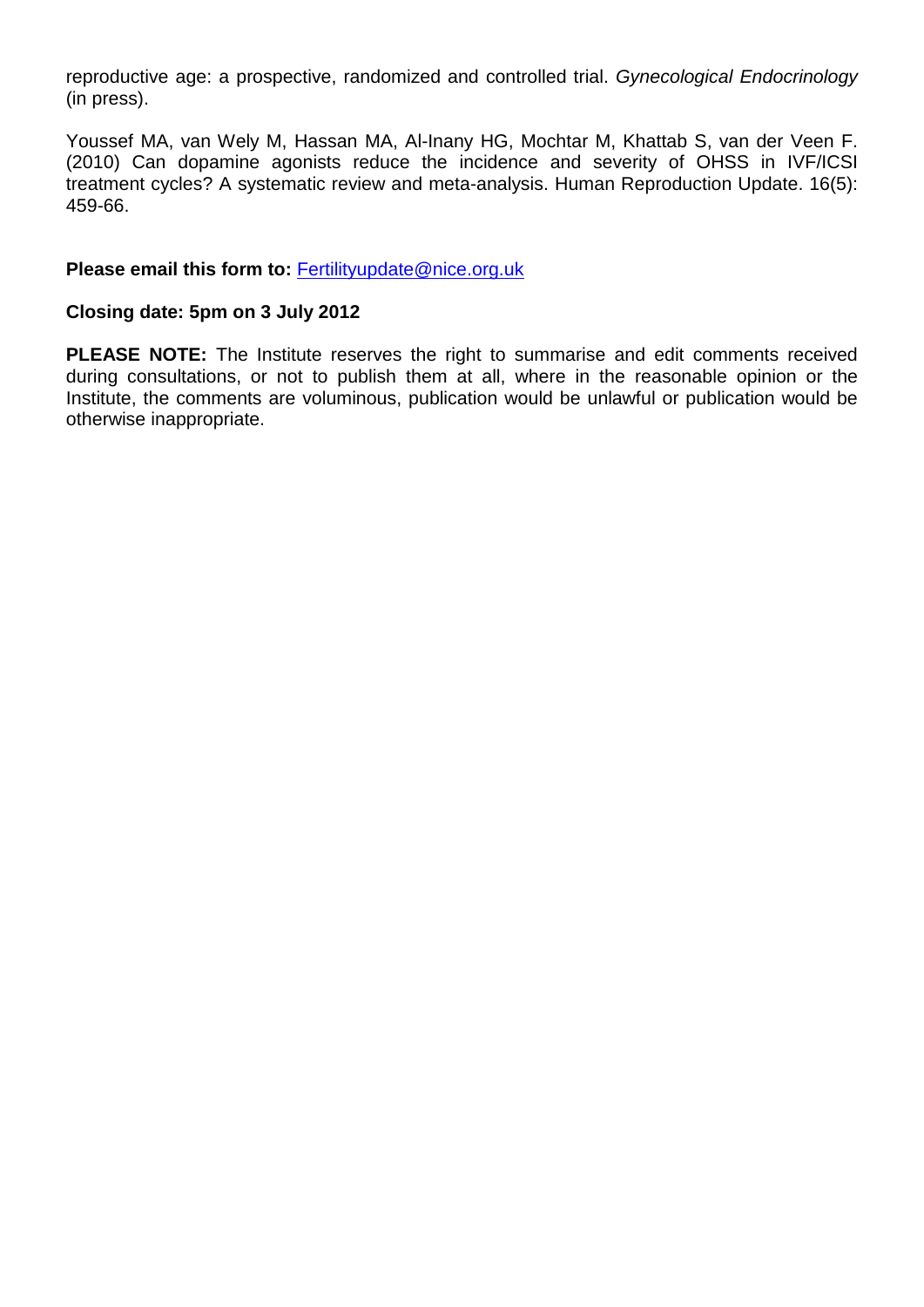reproductive age: a prospective, randomized and controlled trial. *Gynecological Endocrinology* (in press).

Youssef MA, van Wely M, Hassan MA, Al-Inany HG, Mochtar M, Khattab S, van der Veen F. (2010) Can dopamine agonists reduce the incidence and severity of OHSS in IVF/ICSI treatment cycles? A systematic review and meta-analysis. Human Reproduction Update. 16(5): 459-66.

**Please email this form to:** Fertilityupdate@nice.org.uk

**Closing date: 5pm on 3 July 2012**

**PLEASE NOTE:** The Institute reserves the right to summarise and edit comments received during consultations, or not to publish them at all, where in the reasonable opinion or the Institute, the comments are voluminous, publication would be unlawful or publication would be otherwise inappropriate.